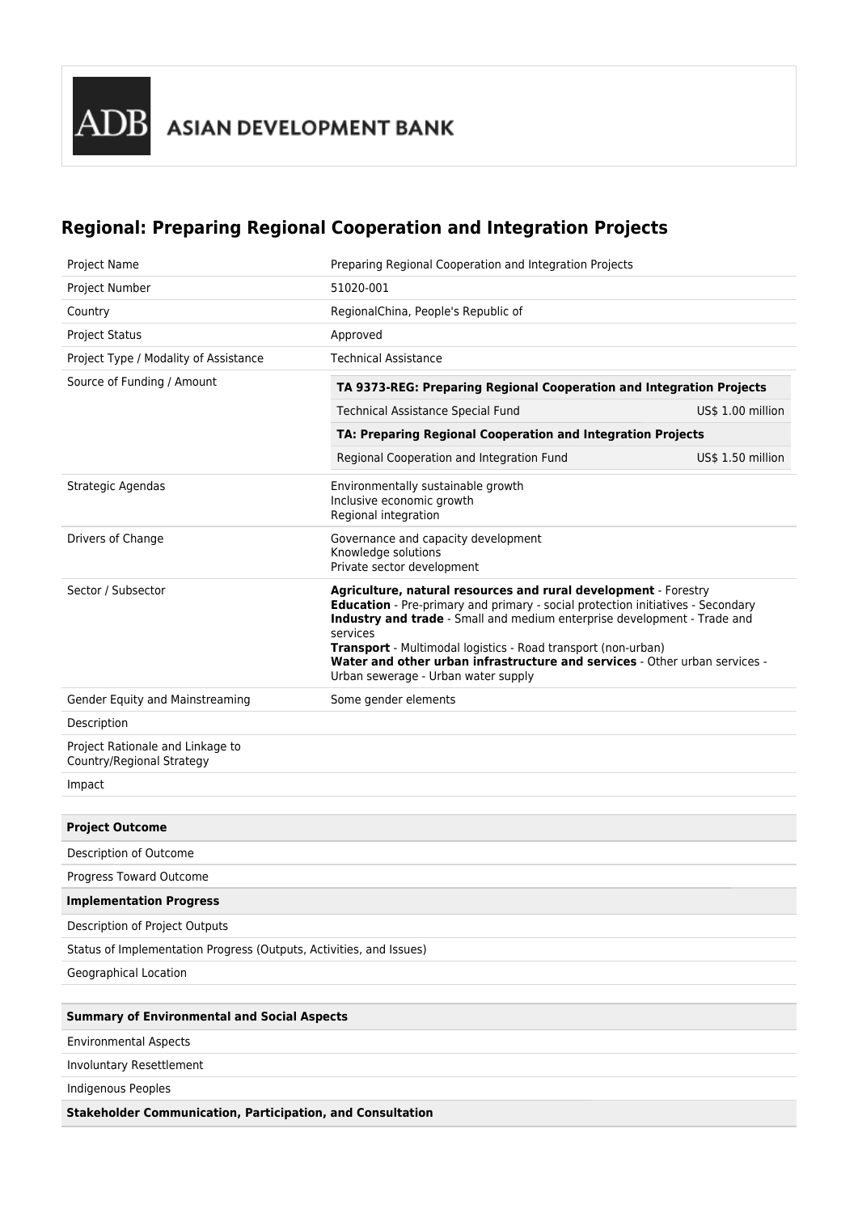ADB ASIAN DEVELOPMENT BANK

# Regional: Preparing Regional Cooperation and Integration Projects

| | |
|---|---|
| Project Name | Preparing Regional Cooperation and Integration Projects |
| Project Number | 51020-001 |
| Country | RegionalChina, People's Republic of |
| Project Status | Approved |
| Project Type / Modality of Assistance | Technical Assistance |
| Source of Funding / Amount | **TA 9373-REG: Preparing Regional Cooperation and Integration Projects**<br>Technical Assistance Special Fund — US$ 1.00 million<br>**TA: Preparing Regional Cooperation and Integration Projects**<br>Regional Cooperation and Integration Fund — US$ 1.50 million |
| Strategic Agendas | Environmentally sustainable growth<br>Inclusive economic growth<br>Regional integration |
| Drivers of Change | Governance and capacity development<br>Knowledge solutions<br>Private sector development |
| Sector / Subsector | **Agriculture, natural resources and rural development** - Forestry<br>**Education** - Pre-primary and primary - social protection initiatives - Secondary<br>**Industry and trade** - Small and medium enterprise development - Trade and services<br>**Transport** - Multimodal logistics - Road transport (non-urban)<br>**Water and other urban infrastructure and services** - Other urban services - Urban sewerage - Urban water supply |
| Gender Equity and Mainstreaming | Some gender elements |
| Description | |
| Project Rationale and Linkage to Country/Regional Strategy | |
| Impact | |

| **Project Outcome** |
|---|
| Description of Outcome |
| Progress Toward Outcome |
| **Implementation Progress** |
| Description of Project Outputs |
| Status of Implementation Progress (Outputs, Activities, and Issues) |
| Geographical Location |

| **Summary of Environmental and Social Aspects** |
|---|
| Environmental Aspects |
| Involuntary Resettlement |
| Indigenous Peoples |
| **Stakeholder Communication, Participation, and Consultation** |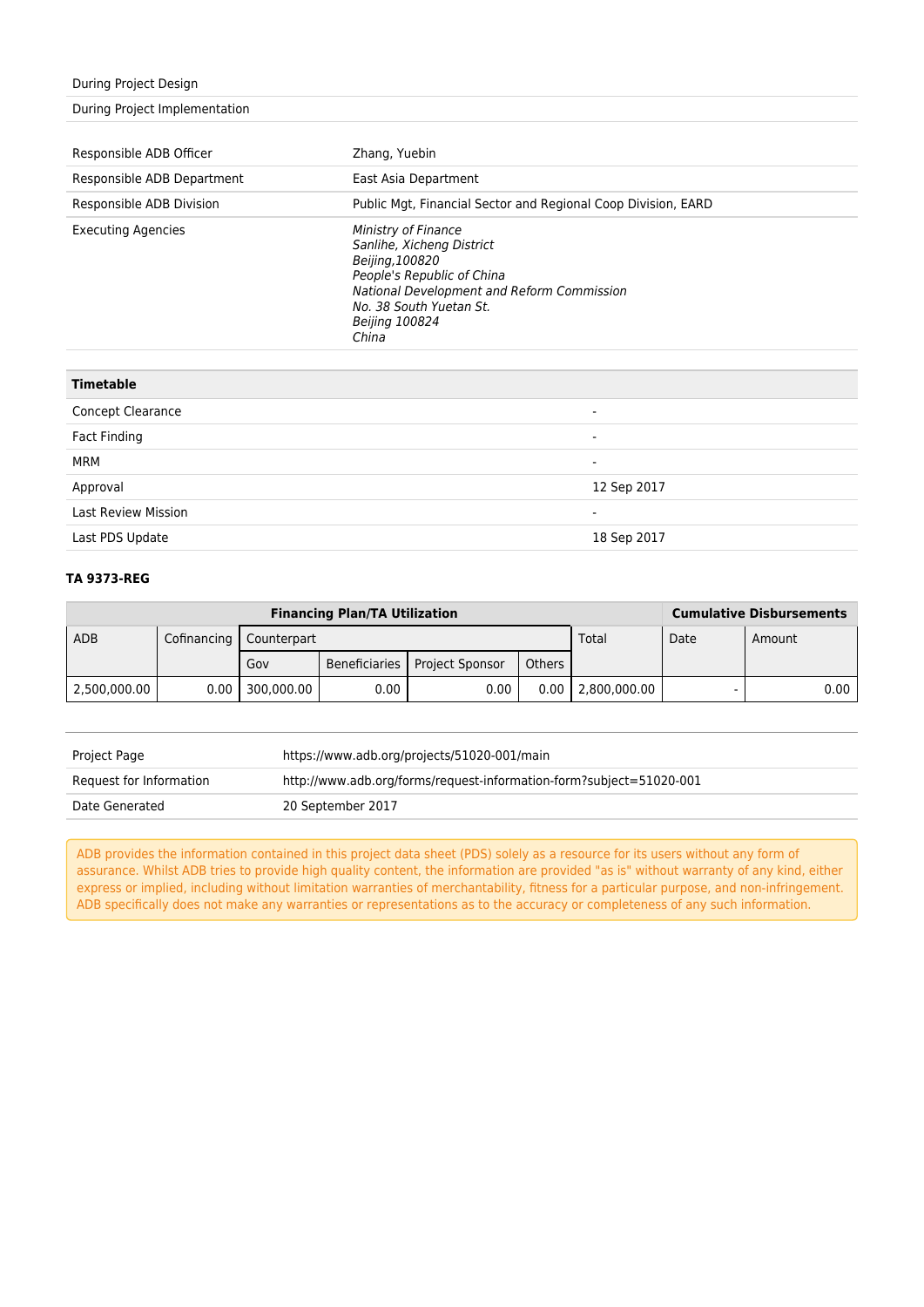| | |
|---|---|
| During Project Design | |
| During Project Implementation | |

| | |
|---|---|
| Responsible ADB Officer | Zhang, Yuebin |
| Responsible ADB Department | East Asia Department |
| Responsible ADB Division | Public Mgt, Financial Sector and Regional Coop Division, EARD |
| Executing Agencies | *Ministry of Finance*<br>*Sanlihe, Xicheng District*<br>*Beijing,100820*<br>*People's Republic of China*<br>*National Development and Reform Commission*<br>*No. 38 South Yuetan St.*<br>*Beijing 100824*<br>*China* |

| **Timetable** | |
|---|---|
| Concept Clearance | - |
| Fact Finding | - |
| MRM | - |
| Approval | 12 Sep 2017 |
| Last Review Mission | - |
| Last PDS Update | 18 Sep 2017 |

**TA 9373-REG**

| **Financing Plan/TA Utilization** | | | | | | | **Cumulative Disbursements** | |
|---|---|---|---|---|---|---|---|---|
| ADB | Cofinancing | Counterpart | | | | Total | Date | Amount |
| | | Gov | Beneficiaries | Project Sponsor | Others | | | |
| 2,500,000.00 | 0.00 | 300,000.00 | 0.00 | 0.00 | 0.00 | 2,800,000.00 | - | 0.00 |

| | |
|---|---|
| Project Page | https://www.adb.org/projects/51020-001/main |
| Request for Information | http://www.adb.org/forms/request-information-form?subject=51020-001 |
| Date Generated | 20 September 2017 |

ADB provides the information contained in this project data sheet (PDS) solely as a resource for its users without any form of assurance. Whilst ADB tries to provide high quality content, the information are provided "as is" without warranty of any kind, either express or implied, including without limitation warranties of merchantability, fitness for a particular purpose, and non-infringement. ADB specifically does not make any warranties or representations as to the accuracy or completeness of any such information.